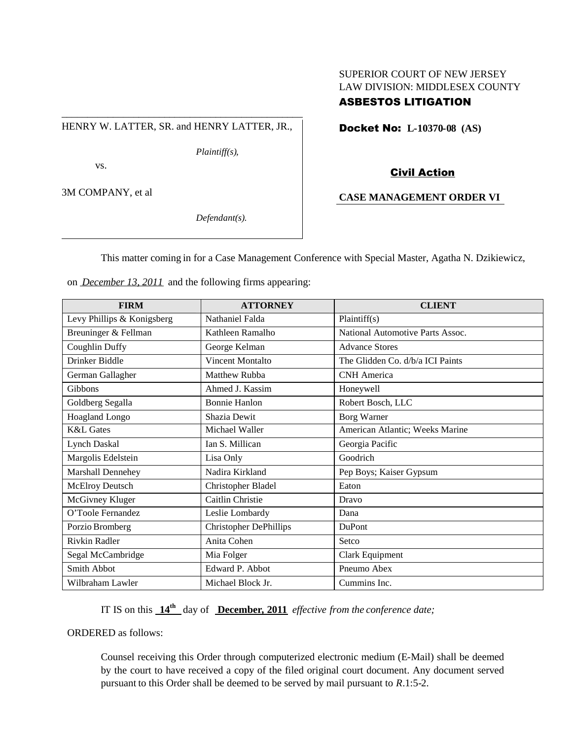SUPERIOR COURT OF NEW JERSEY
LAW DIVISION: MIDDLESEX COUNTY
**ASBESTOS LITIGATION**

HENRY W. LATTER, SR. and HENRY LATTER, JR.,

*Plaintiff(s),*

vs.

3M COMPANY, et al

*Defendant(s).*

**Docket No: L-10370-08 (AS)**

**Civil Action**

**CASE MANAGEMENT ORDER VI**

This matter coming in for a Case Management Conference with Special Master, Agatha N. Dzikiewicz, on *December 13, 2011* and the following firms appearing:

| FIRM | ATTORNEY | CLIENT |
|---|---|---|
| Levy Phillips & Konigsberg | Nathaniel Falda | Plaintiff(s) |
| Breuninger & Fellman | Kathleen Ramalho | National Automotive Parts Assoc. |
| Coughlin Duffy | George Kelman | Advance Stores |
| Drinker Biddle | Vincent Montalto | The Glidden Co. d/b/a ICI Paints |
| German Gallagher | Matthew Rubba | CNH America |
| Gibbons | Ahmed J. Kassim | Honeywell |
| Goldberg Segalla | Bonnie Hanlon | Robert Bosch, LLC |
| Hoagland Longo | Shazia Dewit | Borg Warner |
| K&L Gates | Michael Waller | American Atlantic; Weeks Marine |
| Lynch Daskal | Ian S. Millican | Georgia Pacific |
| Margolis Edelstein | Lisa Only | Goodrich |
| Marshall Dennehey | Nadira Kirkland | Pep Boys; Kaiser Gypsum |
| McElroy Deutsch | Christopher Bladel | Eaton |
| McGivney Kluger | Caitlin Christie | Dravo |
| O'Toole Fernandez | Leslie Lombardy | Dana |
| Porzio Bromberg | Christopher DePhillips | DuPont |
| Rivkin Radler | Anita Cohen | Setco |
| Segal McCambridge | Mia Folger | Clark Equipment |
| Smith Abbot | Edward P. Abbot | Pneumo Abex |
| Wilbraham Lawler | Michael Block Jr. | Cummins Inc. |

IT IS on this **14th** day of **December, 2011** *effective from the conference date;*

ORDERED as follows:

Counsel receiving this Order through computerized electronic medium (E-Mail) shall be deemed by the court to have received a copy of the filed original court document. Any document served pursuant to this Order shall be deemed to be served by mail pursuant to *R*.1:5-2.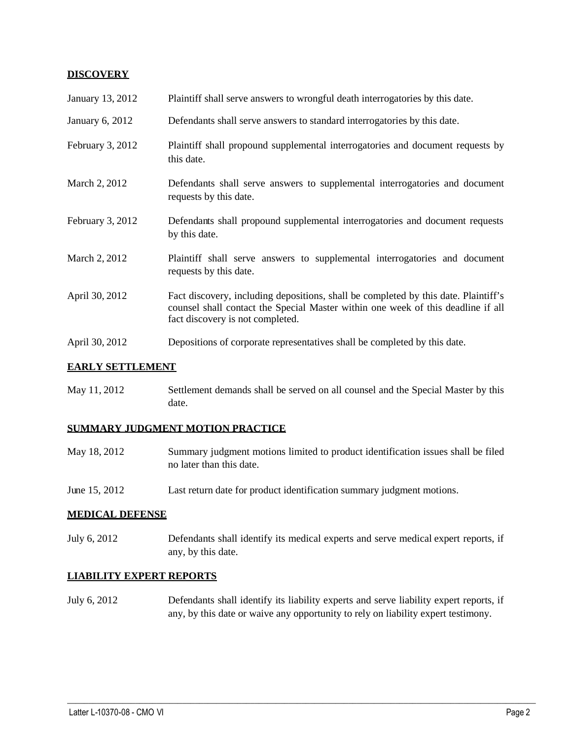## DISCOVERY

| | |
|---|---|
| January 13, 2012 | Plaintiff shall serve answers to wrongful death interrogatories by this date. |
| January 6, 2012 | Defendants shall serve answers to standard interrogatories by this date. |
| February 3, 2012 | Plaintiff shall propound supplemental interrogatories and document requests by this date. |
| March 2, 2012 | Defendants shall serve answers to supplemental interrogatories and document requests by this date. |
| February 3, 2012 | Defendants shall propound supplemental interrogatories and document requests by this date. |
| March 2, 2012 | Plaintiff shall serve answers to supplemental interrogatories and document requests by this date. |
| April 30, 2012 | Fact discovery, including depositions, shall be completed by this date. Plaintiff's counsel shall contact the Special Master within one week of this deadline if all fact discovery is not completed. |
| April 30, 2012 | Depositions of corporate representatives shall be completed by this date. |

## EARLY SETTLEMENT

| | |
|---|---|
| May 11, 2012 | Settlement demands shall be served on all counsel and the Special Master by this date. |

## SUMMARY JUDGMENT MOTION PRACTICE

| | |
|---|---|
| May 18, 2012 | Summary judgment motions limited to product identification issues shall be filed no later than this date. |
| June 15, 2012 | Last return date for product identification summary judgment motions. |

## MEDICAL DEFENSE

| | |
|---|---|
| July 6, 2012 | Defendants shall identify its medical experts and serve medical expert reports, if any, by this date. |

## LIABILITY EXPERT REPORTS

| | |
|---|---|
| July 6, 2012 | Defendants shall identify its liability experts and serve liability expert reports, if any, by this date or waive any opportunity to rely on liability expert testimony. |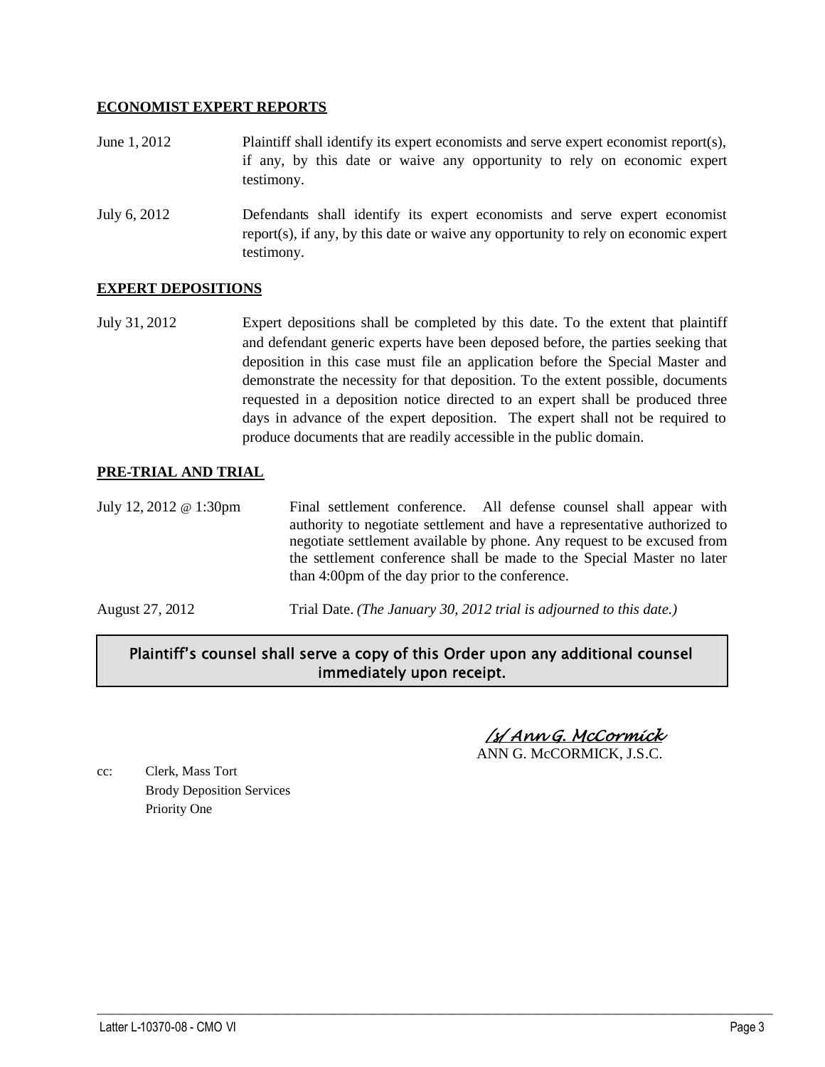**ECONOMIST EXPERT REPORTS**

June 1, 2012 — Plaintiff shall identify its expert economists and serve expert economist report(s), if any, by this date or waive any opportunity to rely on economic expert testimony.

July 6, 2012 — Defendants shall identify its expert economists and serve expert economist report(s), if any, by this date or waive any opportunity to rely on economic expert testimony.

**EXPERT DEPOSITIONS**

July 31, 2012 — Expert depositions shall be completed by this date. To the extent that plaintiff and defendant generic experts have been deposed before, the parties seeking that deposition in this case must file an application before the Special Master and demonstrate the necessity for that deposition. To the extent possible, documents requested in a deposition notice directed to an expert shall be produced three days in advance of the expert deposition. The expert shall not be required to produce documents that are readily accessible in the public domain.

**PRE-TRIAL AND TRIAL**

July 12, 2012 @ 1:30pm — Final settlement conference. All defense counsel shall appear with authority to negotiate settlement and have a representative authorized to negotiate settlement available by phone. Any request to be excused from the settlement conference shall be made to the Special Master no later than 4:00pm of the day prior to the conference.

August 27, 2012 — Trial Date. *(The January 30, 2012 trial is adjourned to this date.)*

**Plaintiff's counsel shall serve a copy of this Order upon any additional counsel immediately upon receipt.**

*/s/ Ann G. McCormick*
ANN G. McCORMICK, J.S.C.

cc: Clerk, Mass Tort
Brody Deposition Services
Priority One